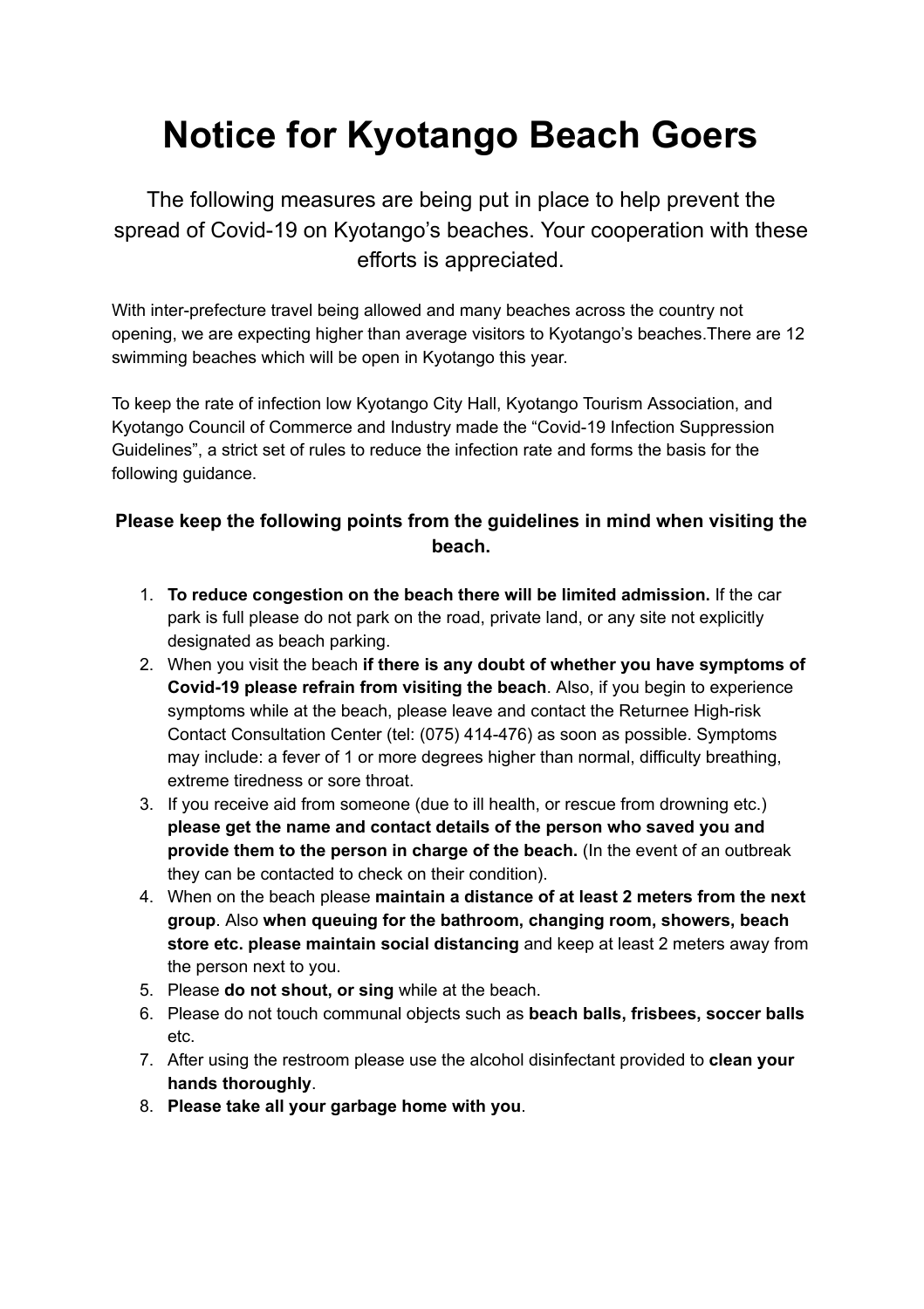# Notice for Kyotango Beach Goers

The following measures are being put in place to help prevent the spread of Covid-19 on Kyotango's beaches. Your cooperation with these efforts is appreciated.

With inter-prefecture travel being allowed and many beaches across the country not opening, we are expecting higher than average visitors to Kyotango's beaches.There are 12 swimming beaches which will be open in Kyotango this year.

To keep the rate of infection low Kyotango City Hall, Kyotango Tourism Association, and Kyotango Council of Commerce and Industry made the "Covid-19 Infection Suppression Guidelines", a strict set of rules to reduce the infection rate and forms the basis for the following guidance.

**Please keep the following points from the guidelines in mind when visiting the beach.**

1. **To reduce congestion on the beach there will be limited admission.** If the car park is full please do not park on the road, private land, or any site not explicitly designated as beach parking.
2. When you visit the beach **if there is any doubt of whether you have symptoms of Covid-19 please refrain from visiting the beach**. Also, if you begin to experience symptoms while at the beach, please leave and contact the Returnee High-risk Contact Consultation Center (tel: (075) 414-476) as soon as possible. Symptoms may include: a fever of 1 or more degrees higher than normal, difficulty breathing, extreme tiredness or sore throat.
3. If you receive aid from someone (due to ill health, or rescue from drowning etc.) **please get the name and contact details of the person who saved you and provide them to the person in charge of the beach.** (In the event of an outbreak they can be contacted to check on their condition).
4. When on the beach please **maintain a distance of at least 2 meters from the next group**. Also **when queuing for the bathroom, changing room, showers, beach store etc. please maintain social distancing** and keep at least 2 meters away from the person next to you.
5. Please **do not shout, or sing** while at the beach.
6. Please do not touch communal objects such as **beach balls, frisbees, soccer balls** etc.
7. After using the restroom please use the alcohol disinfectant provided to **clean your hands thoroughly**.
8. **Please take all your garbage home with you**.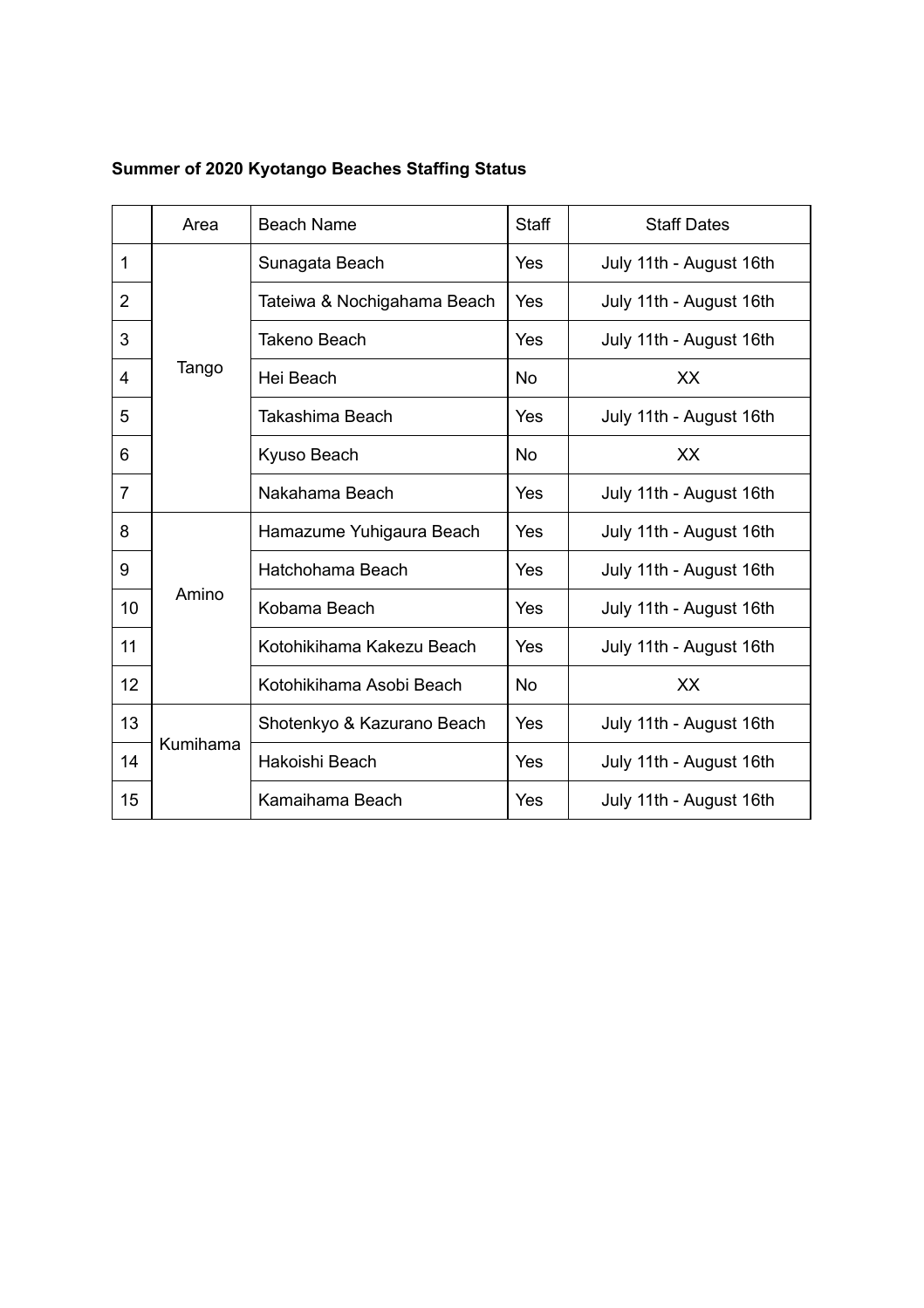**Summer of 2020 Kyotango Beaches Staffing Status**

| | Area | Beach Name | Staff | Staff Dates |
|---|---|---|---|---|
| 1 | Tango | Sunagata Beach | Yes | July 11th - August 16th |
| 2 | | Tateiwa & Nochigahama Beach | Yes | July 11th - August 16th |
| 3 | | Takeno Beach | Yes | July 11th - August 16th |
| 4 | | Hei Beach | No | XX |
| 5 | | Takashima Beach | Yes | July 11th - August 16th |
| 6 | | Kyuso Beach | No | XX |
| 7 | | Nakahama Beach | Yes | July 11th - August 16th |
| 8 | Amino | Hamazume Yuhigaura Beach | Yes | July 11th - August 16th |
| 9 | | Hatchohama Beach | Yes | July 11th - August 16th |
| 10 | | Kobama Beach | Yes | July 11th - August 16th |
| 11 | | Kotohikihama Kakezu Beach | Yes | July 11th - August 16th |
| 12 | | Kotohikihama Asobi Beach | No | XX |
| 13 | Kumihama | Shotenkyo & Kazurano Beach | Yes | July 11th - August 16th |
| 14 | | Hakoishi Beach | Yes | July 11th - August 16th |
| 15 | | Kamaihama Beach | Yes | July 11th - August 16th |